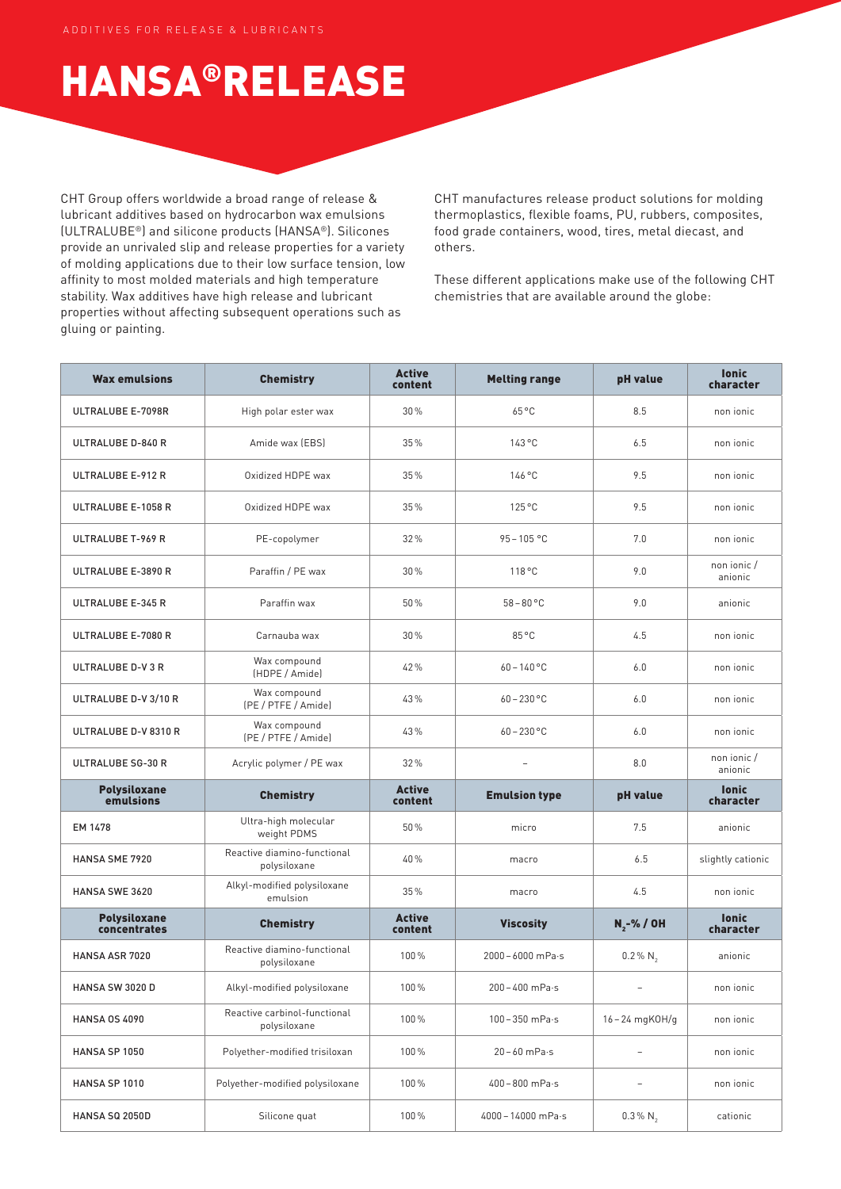ADDITIVES FOR RELEASE & LUBRICANTS

# HANSA®RELEASE

CHT Group offers worldwide a broad range of release & lubricant additives based on hydrocarbon wax emulsions (ULTRALUBE®) and silicone products (HANSA®). Silicones provide an unrivaled slip and release properties for a variety of molding applications due to their low surface tension, low affinity to most molded materials and high temperature stability. Wax additives have high release and lubricant properties without affecting subsequent operations such as gluing or painting.

CHT manufactures release product solutions for molding thermoplastics, flexible foams, PU, rubbers, composites, food grade containers, wood, tires, metal diecast, and others.

These different applications make use of the following CHT chemistries that are available around the globe:

| Wax emulsions | Chemistry | Active content | Melting range | pH value | Ionic character |
|---|---|---|---|---|---|
| ULTRALUBE E-7098R | High polar ester wax | 30 % | 65 °C | 8.5 | non ionic |
| ULTRALUBE D-840 R | Amide wax (EBS) | 35 % | 143 °C | 6.5 | non ionic |
| ULTRALUBE E-912 R | Oxidized HDPE wax | 35 % | 146 °C | 9.5 | non ionic |
| ULTRALUBE E-1058 R | Oxidized HDPE wax | 35 % | 125 °C | 9.5 | non ionic |
| ULTRALUBE T-969 R | PE-copolymer | 32 % | 95 – 105 °C | 7.0 | non ionic |
| ULTRALUBE E-3890 R | Paraffin / PE wax | 30 % | 118 °C | 9.0 | non ionic / anionic |
| ULTRALUBE E-345 R | Paraffin wax | 50 % | 58 – 80 °C | 9.0 | anionic |
| ULTRALUBE E-7080 R | Carnauba wax | 30 % | 85 °C | 4.5 | non ionic |
| ULTRALUBE D-V 3 R | Wax compound (HDPE / Amide) | 42 % | 60 – 140 °C | 6.0 | non ionic |
| ULTRALUBE D-V 3/10 R | Wax compound (PE / PTFE / Amide) | 43 % | 60 – 230 °C | 6.0 | non ionic |
| ULTRALUBE D-V 8310 R | Wax compound (PE / PTFE / Amide) | 43 % | 60 – 230 °C | 6.0 | non ionic |
| ULTRALUBE SG-30 R | Acrylic polymer / PE wax | 32 % | – | 8.0 | non ionic / anionic |
| **Polysiloxane emulsions** | **Chemistry** | **Active content** | **Emulsion type** | **pH value** | **Ionic character** |
| EM 1478 | Ultra-high molecular weight PDMS | 50 % | micro | 7.5 | anionic |
| HANSA SME 7920 | Reactive diamino-functional polysiloxane | 40 % | macro | 6.5 | slightly cationic |
| HANSA SWE 3620 | Alkyl-modified polysiloxane emulsion | 35 % | macro | 4.5 | non ionic |
| **Polysiloxane concentrates** | **Chemistry** | **Active content** | **Viscosity** | **$N_2$-% / OH** | **Ionic character** |
| HANSA ASR 7020 | Reactive diamino-functional polysiloxane | 100 % | 2000 – 6000 mPa·s | 0.2 % $N_2$ | anionic |
| HANSA SW 3020 D | Alkyl-modified polysiloxane | 100 % | 200 – 400 mPa·s | – | non ionic |
| HANSA OS 4090 | Reactive carbinol-functional polysiloxane | 100 % | 100 – 350 mPa·s | 16 – 24 mgKOH/g | non ionic |
| HANSA SP 1050 | Polyether-modified trisiloxan | 100 % | 20 – 60 mPa·s | – | non ionic |
| HANSA SP 1010 | Polyether-modified polysiloxane | 100 % | 400 – 800 mPa·s | – | non ionic |
| HANSA SQ 2050D | Silicone quat | 100 % | 4000 – 14000 mPa·s | 0.3 % $N_2$ | cationic |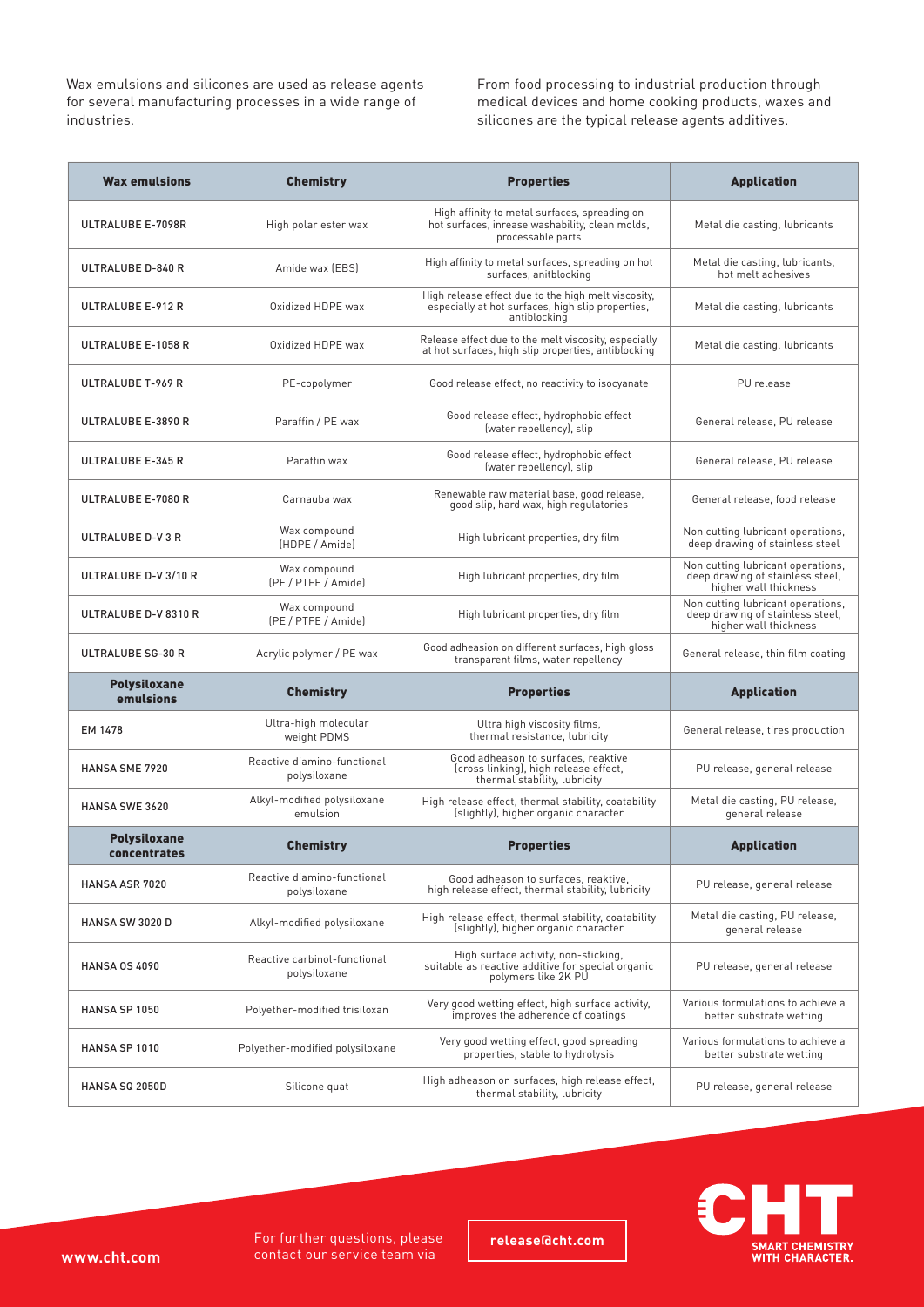Wax emulsions and silicones are used as release agents for several manufacturing processes in a wide range of industries.

From food processing to industrial production through medical devices and home cooking products, waxes and silicones are the typical release agents additives.

| Wax emulsions | Chemistry | Properties | Application |
|---|---|---|---|
| ULTRALUBE E-7098R | High polar ester wax | High affinity to metal surfaces, spreading on hot surfaces, inrease washability, clean molds, processable parts | Metal die casting, lubricants |
| ULTRALUBE D-840 R | Amide wax (EBS) | High affinity to metal surfaces, spreading on hot surfaces, anitblocking | Metal die casting, lubricants, hot melt adhesives |
| ULTRALUBE E-912 R | Oxidized HDPE wax | High release effect due to the high melt viscosity, especially at hot surfaces, high slip properties, antiblocking | Metal die casting, lubricants |
| ULTRALUBE E-1058 R | Oxidized HDPE wax | Release effect due to the melt viscosity, especially at hot surfaces, high slip properties, antiblocking | Metal die casting, lubricants |
| ULTRALUBE T-969 R | PE-copolymer | Good release effect, no reactivity to isocyanate | PU release |
| ULTRALUBE E-3890 R | Paraffin / PE wax | Good release effect, hydrophobic effect (water repellency), slip | General release, PU release |
| ULTRALUBE E-345 R | Paraffin wax | Good release effect, hydrophobic effect (water repellency), slip | General release, PU release |
| ULTRALUBE E-7080 R | Carnauba wax | Renewable raw material base, good release, good slip, hard wax, high regulatories | General release, food release |
| ULTRALUBE D-V 3 R | Wax compound (HDPE / Amide) | High lubricant properties, dry film | Non cutting lubricant operations, deep drawing of stainless steel |
| ULTRALUBE D-V 3/10 R | Wax compound (PE / PTFE / Amide) | High lubricant properties, dry film | Non cutting lubricant operations, deep drawing of stainless steel, higher wall thickness |
| ULTRALUBE D-V 8310 R | Wax compound (PE / PTFE / Amide) | High lubricant properties, dry film | Non cutting lubricant operations, deep drawing of stainless steel, higher wall thickness |
| ULTRALUBE SG-30 R | Acrylic polymer / PE wax | Good adheasion on different surfaces, high gloss transparent films, water repellency | General release, thin film coating |
| **Polysiloxane emulsions** | **Chemistry** | **Properties** | **Application** |
| EM 1478 | Ultra-high molecular weight PDMS | Ultra high viscosity films, thermal resistance, lubricity | General release, tires production |
| HANSA SME 7920 | Reactive diamino-functional polysiloxane | Good adheason to surfaces, reaktive (cross linking), high release effect, thermal stability, lubricity | PU release, general release |
| HANSA SWE 3620 | Alkyl-modified polysiloxane emulsion | High release effect, thermal stability, coatability (slightly), higher organic character | Metal die casting, PU release, general release |
| **Polysiloxane concentrates** | **Chemistry** | **Properties** | **Application** |
| HANSA ASR 7020 | Reactive diamino-functional polysiloxane | Good adheason to surfaces, reaktive, high release effect, thermal stability, lubricity | PU release, general release |
| HANSA SW 3020 D | Alkyl-modified polysiloxane | High release effect, thermal stability, coatability (slightly), higher organic character | Metal die casting, PU release, general release |
| HANSA OS 4090 | Reactive carbinol-functional polysiloxane | High surface activity, non-sticking, suitable as reactive additive for special organic polymers like 2K PU | PU release, general release |
| HANSA SP 1050 | Polyether-modified trisiloxan | Very good wetting effect, high surface activity, improves the adherence of coatings | Various formulations to achieve a better substrate wetting |
| HANSA SP 1010 | Polyether-modified polysiloxane | Very good wetting effect, good spreading properties, stable to hydrolysis | Various formulations to achieve a better substrate wetting |
| HANSA SQ 2050D | Silicone quat | High adheason on surfaces, high release effect, thermal stability, lubricity | PU release, general release |

www.cht.com

For further questions, please contact our service team via release@cht.com

CHT SMART CHEMISTRY WITH CHARACTER.